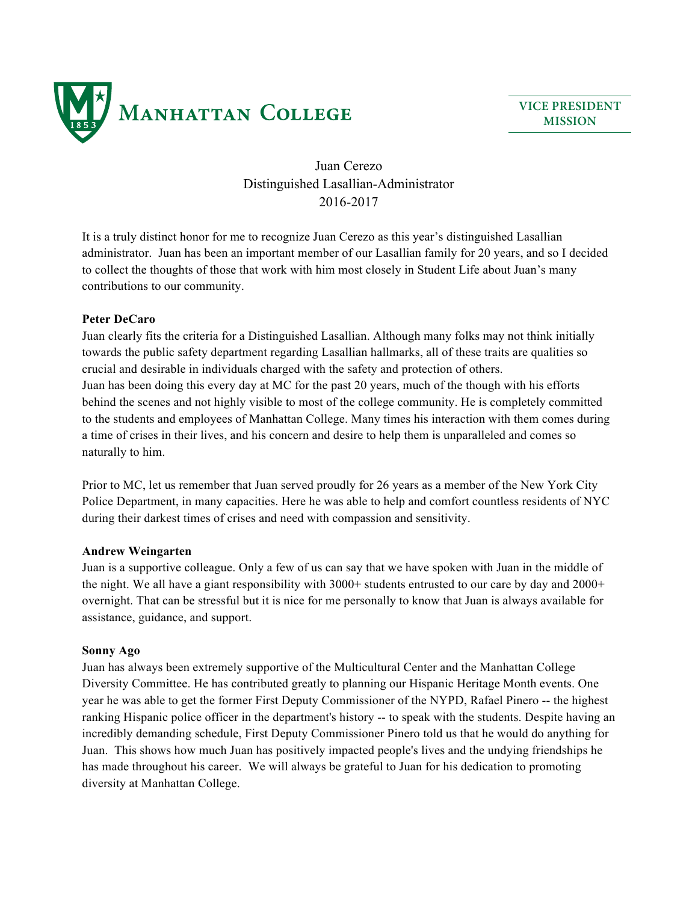MANHATTAN COLLEGE

VICE PRESIDENT
MISSION

Juan Cerezo
Distinguished Lasallian-Administrator
2016-2017

It is a truly distinct honor for me to recognize Juan Cerezo as this year's distinguished Lasallian administrator. Juan has been an important member of our Lasallian family for 20 years, and so I decided to collect the thoughts of those that work with him most closely in Student Life about Juan's many contributions to our community.

**Peter DeCaro**

Juan clearly fits the criteria for a Distinguished Lasallian. Although many folks may not think initially towards the public safety department regarding Lasallian hallmarks, all of these traits are qualities so crucial and desirable in individuals charged with the safety and protection of others.
Juan has been doing this every day at MC for the past 20 years, much of the though with his efforts behind the scenes and not highly visible to most of the college community. He is completely committed to the students and employees of Manhattan College. Many times his interaction with them comes during a time of crises in their lives, and his concern and desire to help them is unparalleled and comes so naturally to him.

Prior to MC, let us remember that Juan served proudly for 26 years as a member of the New York City Police Department, in many capacities. Here he was able to help and comfort countless residents of NYC during their darkest times of crises and need with compassion and sensitivity.

**Andrew Weingarten**

Juan is a supportive colleague. Only a few of us can say that we have spoken with Juan in the middle of the night. We all have a giant responsibility with 3000+ students entrusted to our care by day and 2000+ overnight. That can be stressful but it is nice for me personally to know that Juan is always available for assistance, guidance, and support.

**Sonny Ago**

Juan has always been extremely supportive of the Multicultural Center and the Manhattan College Diversity Committee. He has contributed greatly to planning our Hispanic Heritage Month events. One year he was able to get the former First Deputy Commissioner of the NYPD, Rafael Pinero -- the highest ranking Hispanic police officer in the department's history -- to speak with the students. Despite having an incredibly demanding schedule, First Deputy Commissioner Pinero told us that he would do anything for Juan. This shows how much Juan has positively impacted people's lives and the undying friendships he has made throughout his career. We will always be grateful to Juan for his dedication to promoting diversity at Manhattan College.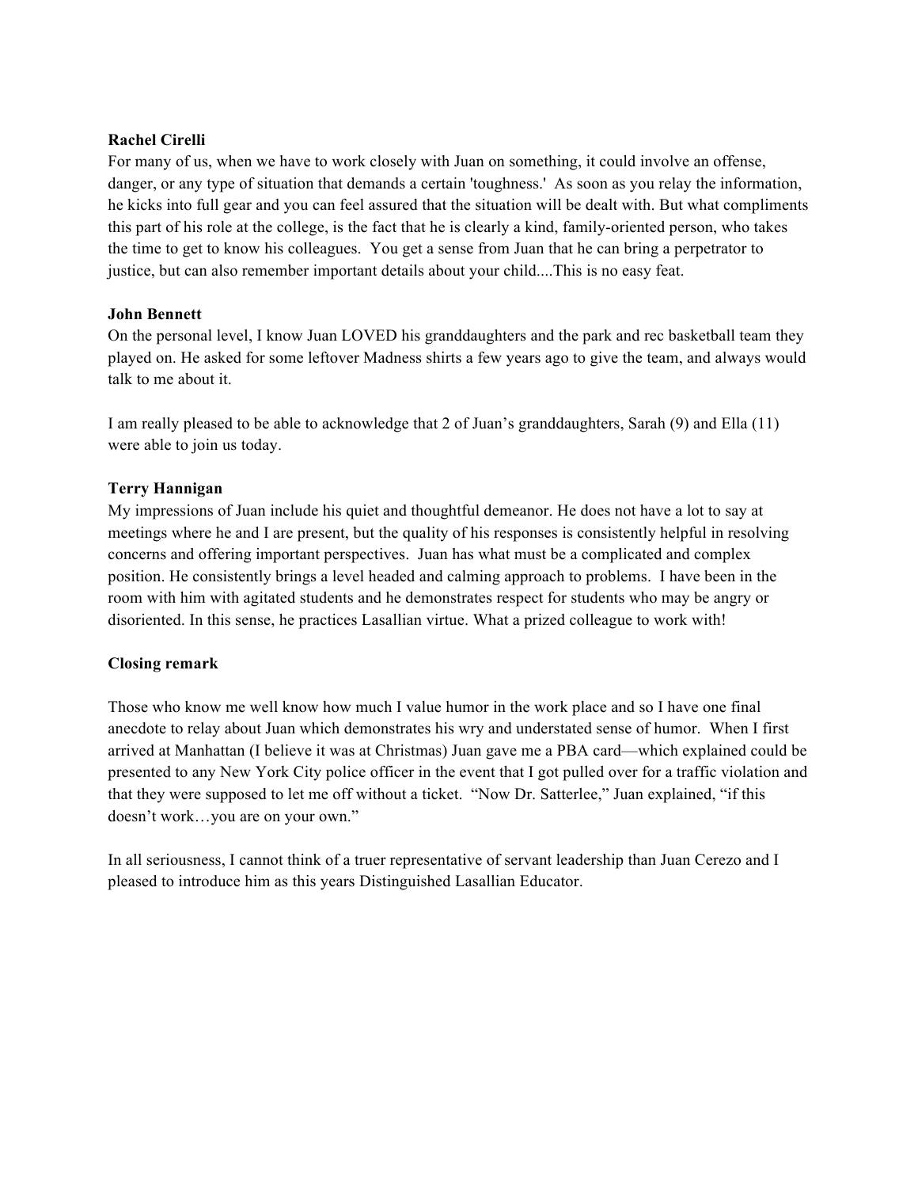**Rachel Cirelli**

For many of us, when we have to work closely with Juan on something, it could involve an offense, danger, or any type of situation that demands a certain 'toughness.' As soon as you relay the information, he kicks into full gear and you can feel assured that the situation will be dealt with. But what compliments this part of his role at the college, is the fact that he is clearly a kind, family-oriented person, who takes the time to get to know his colleagues. You get a sense from Juan that he can bring a perpetrator to justice, but can also remember important details about your child....This is no easy feat.

**John Bennett**

On the personal level, I know Juan LOVED his granddaughters and the park and rec basketball team they played on. He asked for some leftover Madness shirts a few years ago to give the team, and always would talk to me about it.

I am really pleased to be able to acknowledge that 2 of Juan's granddaughters, Sarah (9) and Ella (11) were able to join us today.

**Terry Hannigan**

My impressions of Juan include his quiet and thoughtful demeanor. He does not have a lot to say at meetings where he and I are present, but the quality of his responses is consistently helpful in resolving concerns and offering important perspectives. Juan has what must be a complicated and complex position. He consistently brings a level headed and calming approach to problems. I have been in the room with him with agitated students and he demonstrates respect for students who may be angry or disoriented. In this sense, he practices Lasallian virtue. What a prized colleague to work with!

**Closing remark**

Those who know me well know how much I value humor in the work place and so I have one final anecdote to relay about Juan which demonstrates his wry and understated sense of humor. When I first arrived at Manhattan (I believe it was at Christmas) Juan gave me a PBA card—which explained could be presented to any New York City police officer in the event that I got pulled over for a traffic violation and that they were supposed to let me off without a ticket. "Now Dr. Satterlee," Juan explained, "if this doesn't work…you are on your own."

In all seriousness, I cannot think of a truer representative of servant leadership than Juan Cerezo and I pleased to introduce him as this years Distinguished Lasallian Educator.